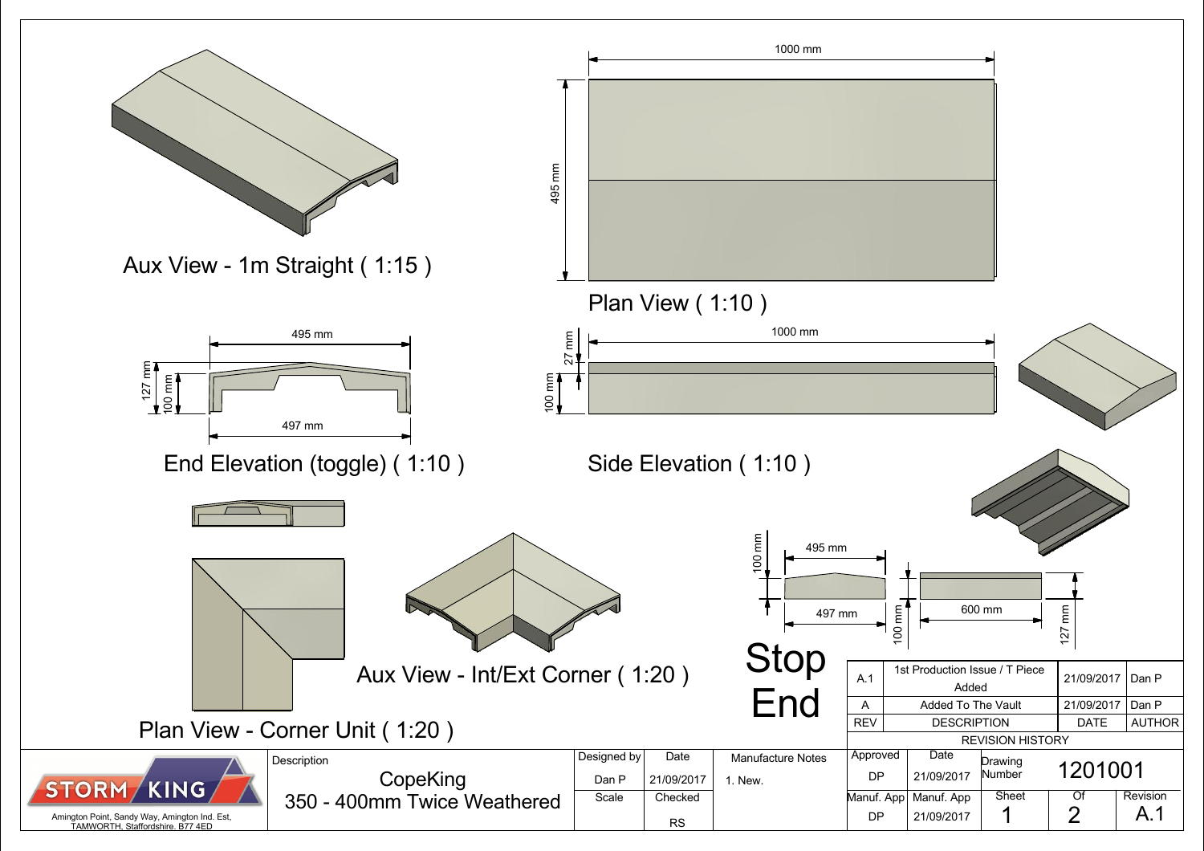Aux View - 1m Straight ( 1:15 )

1000 mm

495 mm

Plan View ( 1:10 )

495 mm

127 mm

100 mm

497 mm

End Elevation (toggle) ( 1:10 )

27 mm

1000 mm

100 mm

Side Elevation ( 1:10 )

Aux View - Int/Ext Corner ( 1:20 )

Plan View - Corner Unit ( 1:20 )

100 mm

495 mm

497 mm

100 mm

600 mm

127 mm

Stop End

| REV | DESCRIPTION | DATE | AUTHOR |
|---|---|---|---|
| A.1 | 1st Production Issue / T Piece Added | 21/09/2017 | Dan P |
| A | Added To The Vault | 21/09/2017 | Dan P |

REVISION HISTORY

STORM KING

Amington Point, Sandy Way, Amington Ind. Est, TAMWORTH, Staffordshire. B77 4ED

| Description | Designed by | Date | Manufacture Notes | Approved | Date | Drawing Number | | |
|---|---|---|---|---|---|---|---|---|
| CopeKing 350 - 400mm Twice Weathered | Dan P | 21/09/2017 | 1. New. | DP | 21/09/2017 | 1201001 | | |
| | Scale | Checked | | Manuf. App | Manuf. App | Sheet | Of | Revision |
| | | RS | | DP | 21/09/2017 | 1 | 2 | A.1 |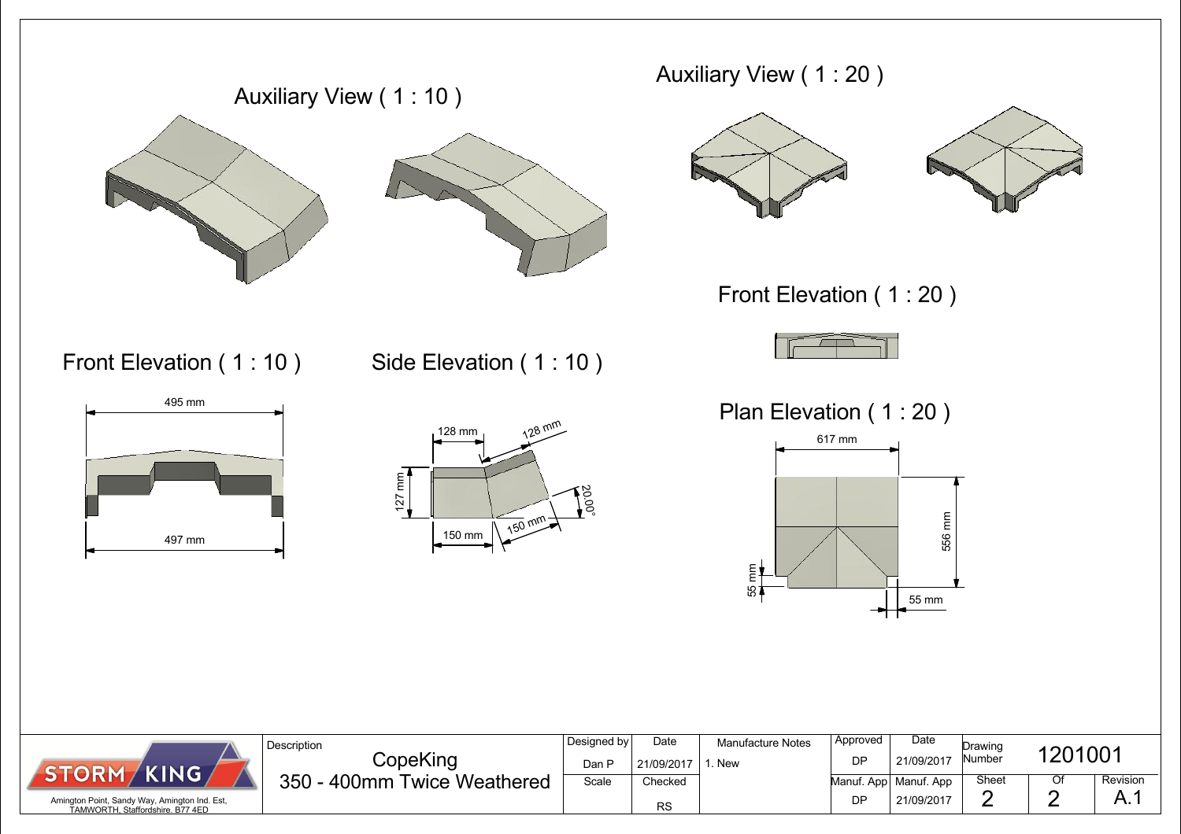Auxiliary View ( 1 : 10 )

Auxiliary View ( 1 : 20 )

Front Elevation ( 1 : 10 )

495 mm

497 mm

Side Elevation ( 1 : 10 )

128 mm

128 mm

127 mm

20.00°

150 mm

150 mm

Front Elevation ( 1 : 20 )

Plan Elevation ( 1 : 20 )

617 mm

556 mm

55 mm

55 mm

| | | | | | | | | | |
|---|---|---|---|---|---|---|---|---|---|
| STORM KING<br>Amington Point, Sandy Way, Amington Ind. Est, TAMWORTH, Staffordshire. B77 4ED | Description<br>CopeKing<br>350 - 400mm Twice Weathered | Designed by<br>Dan P | Date<br>21/09/2017 | Manufacture Notes<br>1. New | Approved<br>DP | Date<br>21/09/2017 | Drawing Number | 1201001 | |
| | | Scale | Checked<br>RS | | Manuf. App<br>DP | Manuf. App<br>21/09/2017 | Sheet<br>2 | Of<br>2 | Revision<br>A.1 |